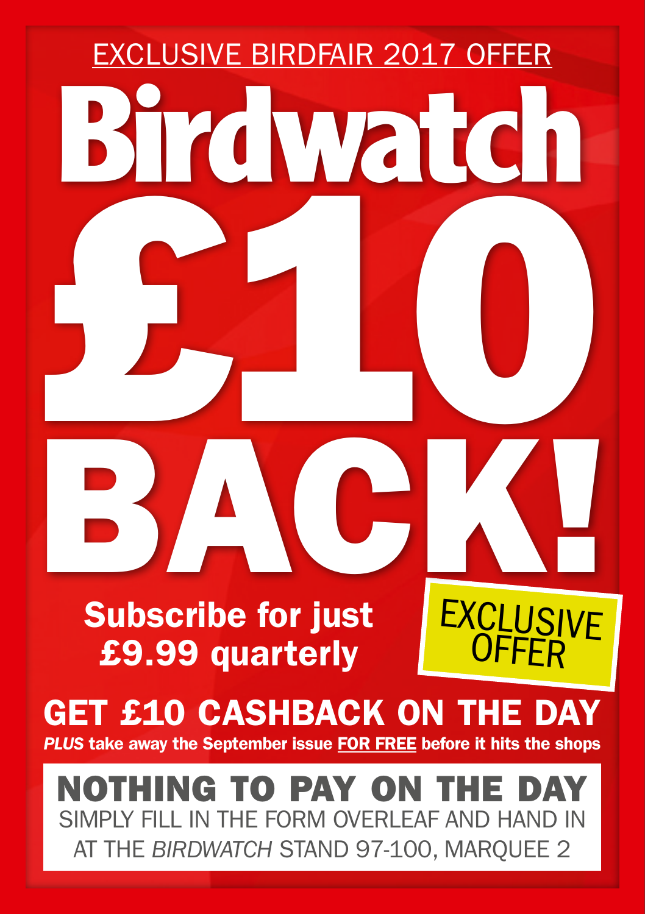EXCLUSIVE BIRDFAIR 2017 OFFER

# Birdwatch

# £10 BACK!

**Subscribe for just £9.99 quarterly**

EXCLUSIVE OFFER

## GET £10 CASHBACK ON THE DAY

***PLUS*** **take away the September issue FOR FREE before it hits the shops**

## NOTHING TO PAY ON THE DAY

SIMPLY FILL IN THE FORM OVERLEAF AND HAND IN AT THE *BIRDWATCH* STAND 97-100, MARQUEE 2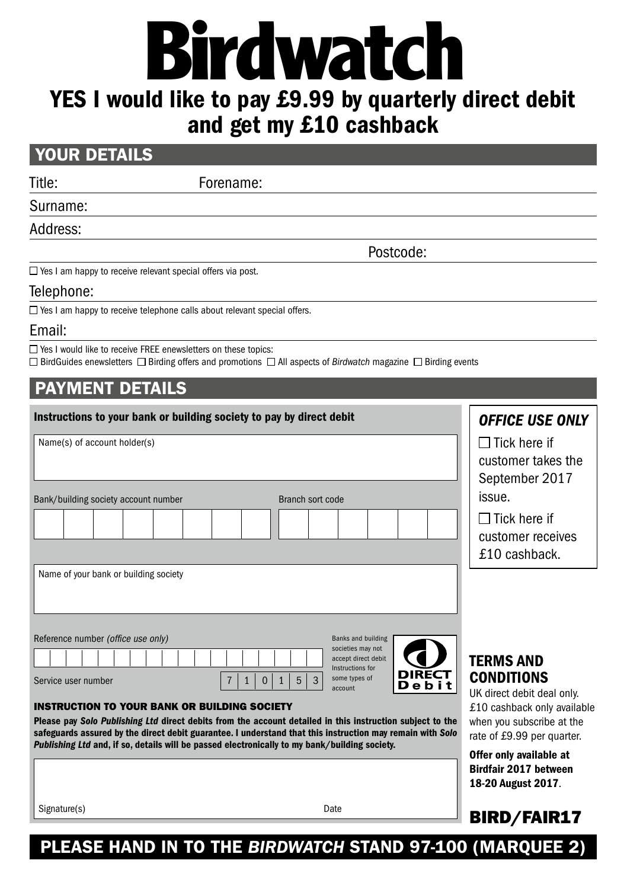# Birdwatch

## YES I would like to pay £9.99 by quarterly direct debit and get my £10 cashback

## YOUR DETAILS

Title: Forename:

Surname:

Address:

Postcode:

☐ Yes I am happy to receive relevant special offers via post.

Telephone:

☐ Yes I am happy to receive telephone calls about relevant special offers.

Email:

☐ Yes I would like to receive FREE enewsletters on these topics:

☐ BirdGuides enewsletters ☐ Birding offers and promotions ☐ All aspects of *Birdwatch* magazine ☐ Birding events

## PAYMENT DETAILS

**Instructions to your bank or building society to pay by direct debit**

Name(s) of account holder(s)

Bank/building society account number

Branch sort code

Name of your bank or building society

Reference number *(office use only)*

Service user number 7 1 0 1 5 3

Banks and building societies may not accept direct debit Instructions for some types of account

DIRECT Debit

### INSTRUCTION TO YOUR BANK OR BUILDING SOCIETY

**Please pay *Solo Publishing Ltd* direct debits from the account detailed in this instruction subject to the safeguards assured by the direct debit guarantee. I understand that this instruction may remain with *Solo Publishing Ltd* and, if so, details will be passed electronically to my bank/building society.**

Signature(s)

Date

### *OFFICE USE ONLY*

☐ Tick here if customer takes the September 2017 issue.

☐ Tick here if customer receives £10 cashback.

### TERMS AND CONDITIONS

UK direct debit deal only. £10 cashback only available when you subscribe at the rate of £9.99 per quarter.

**Offer only available at Birdfair 2017 between 18-20 August 2017**.

**BIRD/FAIR17**

**PLEASE HAND IN TO THE *BIRDWATCH* STAND 97-100 (MARQUEE 2)**